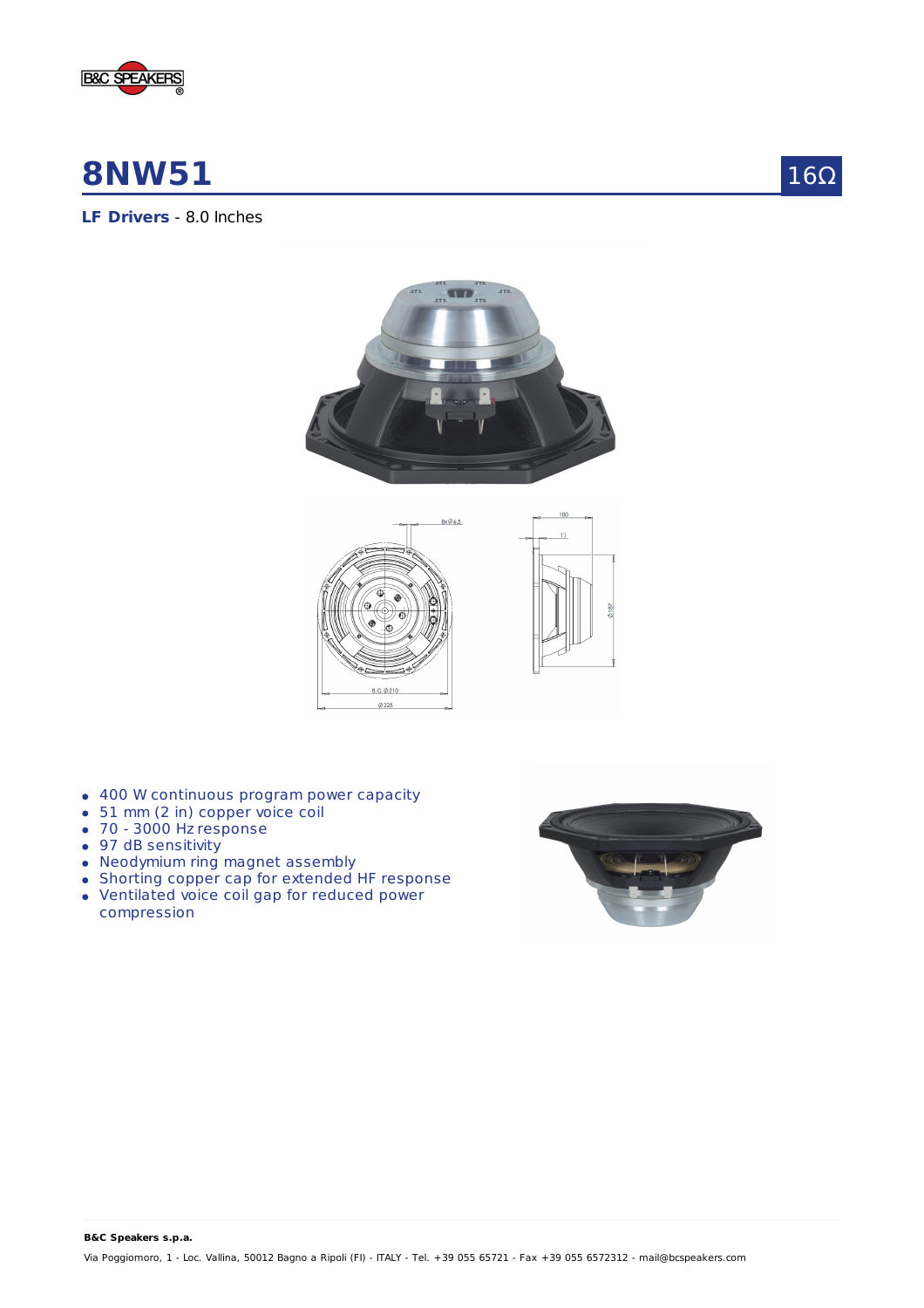# 8NW51

16Ω

**LF Drivers** - 8.0 Inches

- 400 W continuous program power capacity
- 51 mm (2 in) copper voice coil
- 70 - 3000 Hz response
- 97 dB sensitivity
- Neodymium ring magnet assembly
- Shorting copper cap for extended HF response
- Ventilated voice coil gap for reduced power compression

**B&C Speakers s.p.a.**

Via Poggiomoro, 1 - Loc. Vallina, 50012 Bagno a Ripoli (FI) - ITALY - Tel. +39 055 65721 - Fax +39 055 6572312 - mail@bcspeakers.com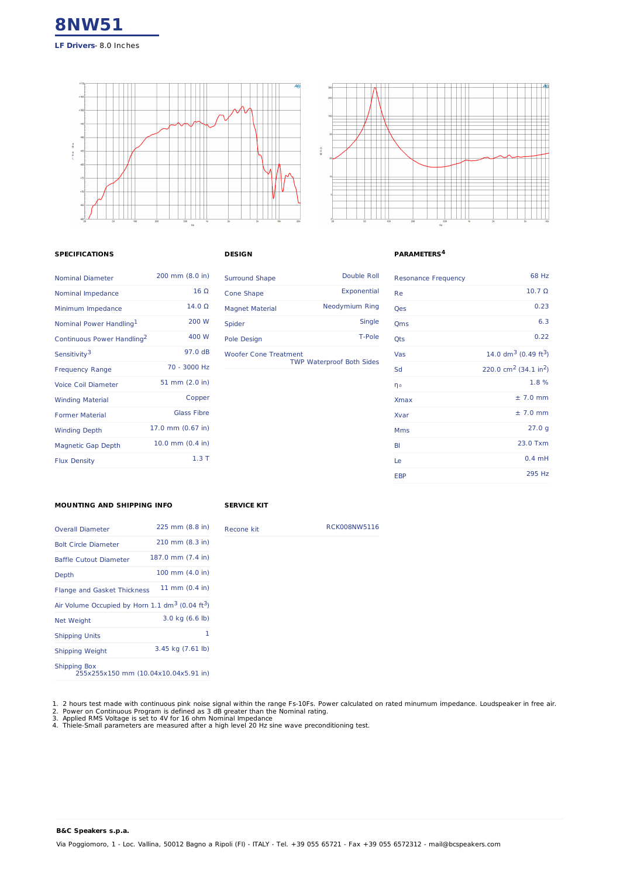# 8NW51

**LF Drivers**- 8.0 Inches

### SPECIFICATIONS

| | |
|---|---|
| Nominal Diameter | 200 mm (8.0 in) |
| Nominal Impedance | 16 Ω |
| Minimum Impedance | 14.0 Ω |
| Nominal Power Handling[1] | 200 W |
| Continuous Power Handling[2] | 400 W |
| Sensitivity[3] | 97.0 dB |
| Frequency Range | 70 - 3000 Hz |
| Voice Coil Diameter | 51 mm (2.0 in) |
| Winding Material | Copper |
| Former Material | Glass Fibre |
| Winding Depth | 17.0 mm (0.67 in) |
| Magnetic Gap Depth | 10.0 mm (0.4 in) |
| Flux Density | 1.3 T |

### DESIGN

| | |
|---|---|
| Surround Shape | Double Roll |
| Cone Shape | Exponential |
| Magnet Material | Neodymium Ring |
| Spider | Single |
| Pole Design | T-Pole |
| Woofer Cone Treatment | TWP Waterproof Both Sides |

### PARAMETERS[4]

| | |
|---|---|
| Resonance Frequency | 68 Hz |
| Re | 10.7 Ω |
| Qes | 0.23 |
| Qms | 6.3 |
| Qts | 0.22 |
| Vas | 14.0 dm$^3$ (0.49 ft$^3$) |
| Sd | 220.0 cm$^2$ (34.1 in$^2$) |
| $\eta_0$ | 1.8 % |
| Xmax | ± 7.0 mm |
| Xvar | ± 7.0 mm |
| Mms | 27.0 g |
| Bl | 23.0 Txm |
| Le | 0.4 mH |
| EBP | 295 Hz |

### MOUNTING AND SHIPPING INFO

| | |
|---|---|
| Overall Diameter | 225 mm (8.8 in) |
| Bolt Circle Diameter | 210 mm (8.3 in) |
| Baffle Cutout Diameter | 187.0 mm (7.4 in) |
| Depth | 100 mm (4.0 in) |
| Flange and Gasket Thickness | 11 mm (0.4 in) |
| Air Volume Occupied by Horn | 1.1 dm$^3$ (0.04 ft$^3$) |
| Net Weight | 3.0 kg (6.6 lb) |
| Shipping Units | 1 |
| Shipping Weight | 3.45 kg (7.61 lb) |
| Shipping Box | 255x255x150 mm (10.04x10.04x5.91 in) |

### SERVICE KIT

| | |
|---|---|
| Recone kit | RCK008NW5116 |

1. 2 hours test made with continuous pink noise signal within the range Fs-10Fs. Power calculated on rated minumum impedance. Loudspeaker in free air.
2. Power on Continuous Program is defined as 3 dB greater than the Nominal rating.
3. Applied RMS Voltage is set to 4V for 16 ohm Nominal Impedance
4. Thiele-Small parameters are measured after a high level 20 Hz sine wave preconditioning test.

**B&C Speakers s.p.a.**

Via Poggiomoro, 1 - Loc. Vallina, 50012 Bagno a Ripoli (FI) - ITALY - Tel. +39 055 65721 - Fax +39 055 6572312 - mail@bcspeakers.com